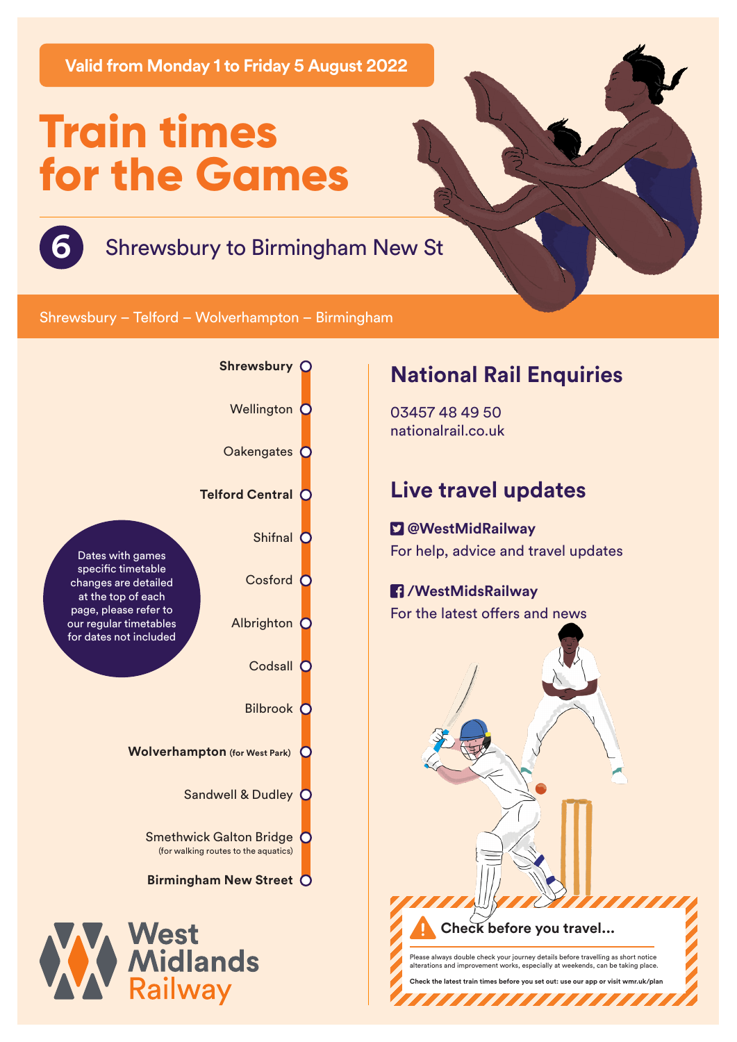**Valid from Monday 1 to Friday 5 August 2022**

# Train times for the Games

## 6 Shrewsbury to Birmingham New St

Shrewsbury – Telford – Wolverhampton – Birmingham

- **Shrewsbury**
- Wellington
- Oakengates
- **Telford Central**
- Shifnal
- Cosford
- Albrighton
- Codsall
- Bilbrook
- **Wolverhampton** (for West Park)
- Sandwell & Dudley
- Smethwick Galton Bridge (for walking routes to the aquatics)
- **Birmingham New Street**

Dates with games specific timetable changes are detailed at the top of each page, please refer to our regular timetables for dates not included

## National Rail Enquiries

03457 48 49 50
nationalrail.co.uk

## Live travel updates

**@WestMidRailway**
For help, advice and travel updates

**/WestMidsRailway**
For the latest offers and news

### Check before you travel...

Please always double check your journey details before travelling as short notice alterations and improvement works, especially at weekends, can be taking place.

**Check the latest train times before you set out: use our app or visit wmr.uk/plan**

West Midlands Railway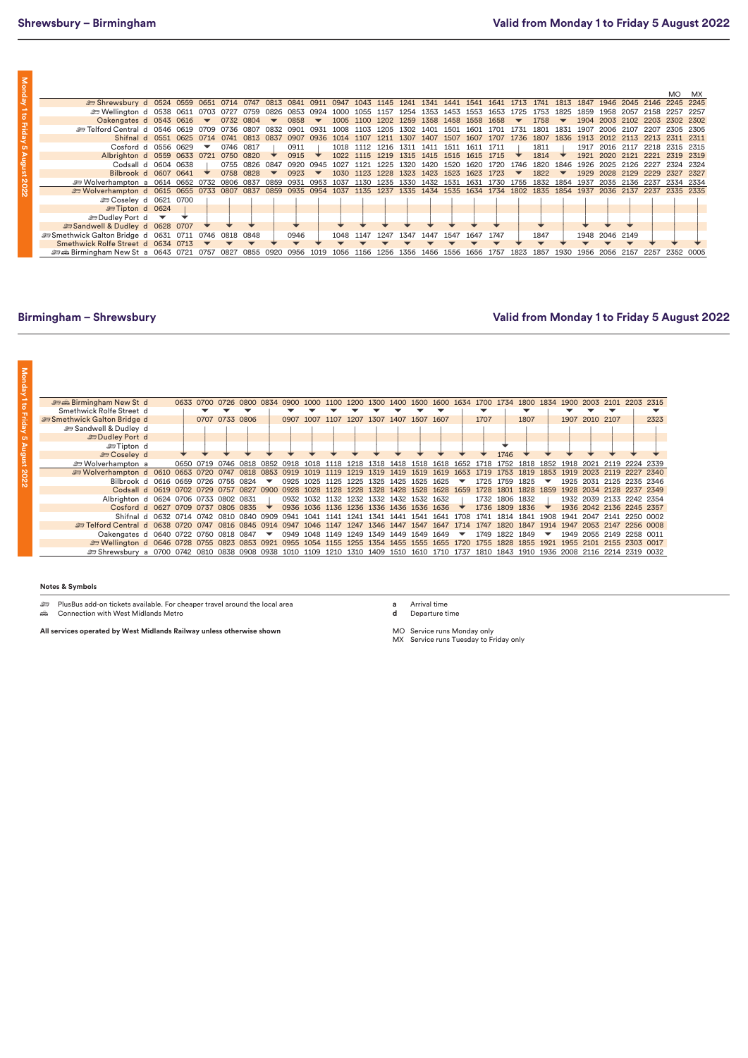## Shrewsbury – Birmingham

**Valid from Monday 1 to Friday 5 August 2022**

| | | | | | | | | | | | | | | | | | | | | | | | | | | |
|---|---|---|---|---|---|---|---|---|---|---|---|---|---|---|---|---|---|---|---|---|---|---|---|---|---|---|
| | | | | | | | | | | | | | | | | | | | | | | | | | MO | MX |
| Shrewsbury | d | 0524 | 0559 | 0651 | 0714 | 0747 | 0813 | 0841 | 0911 | 0947 | 1043 | 1145 | 1241 | 1341 | 1441 | 1541 | 1641 | 1713 | 1741 | 1813 | 1847 | 1946 | 2045 | 2146 | 2245 | 2245 |
| Wellington | d | 0538 | 0611 | 0703 | 0727 | 0759 | 0826 | 0853 | 0924 | 1000 | 1055 | 1157 | 1254 | 1353 | 1453 | 1553 | 1653 | 1725 | 1753 | 1825 | 1859 | 1958 | 2057 | 2158 | 2257 | 2257 |
| Oakengates | d | 0543 | 0616 | ▼ | 0732 | 0804 | ▼ | 0858 | ▼ | 1005 | 1100 | 1202 | 1259 | 1358 | 1458 | 1558 | 1658 | ▼ | 1758 | ▼ | 1904 | 2003 | 2102 | 2203 | 2302 | 2302 |
| Telford Central | d | 0546 | 0619 | 0709 | 0736 | 0807 | 0832 | 0901 | 0931 | 1008 | 1103 | 1205 | 1302 | 1401 | 1501 | 1601 | 1701 | 1731 | 1801 | 1831 | 1907 | 2006 | 2107 | 2207 | 2305 | 2305 |
| Shifnal | d | 0551 | 0625 | 0714 | 0741 | 0813 | 0837 | 0907 | 0936 | 1014 | 1107 | 1211 | 1307 | 1407 | 1507 | 1607 | 1707 | 1736 | 1807 | 1836 | 1913 | 2012 | 2113 | 2213 | 2311 | 2311 |
| Cosford | d | 0556 | 0629 | ▼ | 0746 | 0817 | | 0911 | \| | 1018 | 1112 | 1216 | 1311 | 1411 | 1511 | 1611 | 1711 | \| | 1811 | ▼ | 1917 | 2016 | 2117 | 2218 | 2315 | 2315 |
| Albrighton | d | 0559 | 0633 | 0721 | 0750 | 0820 | ▼ | 0915 | ▼ | 1022 | 1115 | 1219 | 1315 | 1415 | 1515 | 1615 | 1715 | ▼ | 1814 | | 1921 | 2020 | 2121 | 2221 | 2319 | 2319 |
| Codsall | d | 0604 | 0638 | \| | 0755 | 0826 | 0847 | 0920 | 0945 | 1027 | 1121 | 1225 | 1320 | 1420 | 1520 | 1620 | 1720 | 1746 | 1820 | 1846 | 1926 | 2025 | 2126 | 2227 | 2324 | 2324 |
| Bilbrook | d | 0607 | 0641 | ▼ | 0758 | 0828 | ▼ | 0923 | ▼ | 1030 | 1123 | 1228 | 1323 | 1423 | 1523 | 1623 | 1723 | ▼ | 1822 | ▼ | 1929 | 2028 | 2129 | 2229 | 2327 | 2327 |
| Wolverhampton | a | 0614 | 0652 | 0732 | 0806 | 0837 | 0859 | 0931 | 0953 | 1037 | 1130 | 1235 | 1330 | 1432 | 1531 | 1631 | 1730 | 1755 | 1832 | 1854 | 1937 | 2035 | 2136 | 2237 | 2334 | 2334 |
| Wolverhampton | d | 0615 | 0655 | 0733 | 0807 | 0837 | 0859 | 0935 | 0954 | 1037 | 1135 | 1237 | 1335 | 1434 | 1535 | 1634 | 1734 | 1802 | 1835 | 1854 | 1937 | 2036 | 2137 | 2237 | 2335 | 2335 |
| Coseley | d | 0621 | 0700 | | | | | | | | | | | | | | | | | | | | | | | |
| Tipton | d | 0624 | \| | | | | | | | | | | | | | | | | | | | | | | | |
| Dudley Port | d | ▼ | ▼ | | | | | | | | | | | | | | | | | | | | | | | |
| Sandwell & Dudley | d | 0628 | 0707 | ▼ | ▼ | ▼ | | ▼ | | ▼ | ▼ | ▼ | ▼ | ▼ | ▼ | ▼ | ▼ | | ▼ | | ▼ | ▼ | ▼ | | | |
| Smethwick Galton Bridge | d | 0631 | 0711 | 0746 | 0818 | 0848 | | 0946 | | 1048 | 1147 | 1247 | 1347 | 1447 | 1547 | 1647 | 1747 | | 1847 | | 1948 | 2046 | 2149 | ▼ | ▼ | ▼ |
| Smethwick Rolfe Street | d | 0634 | 0713 | ▼ | ▼ | ▼ | ▼ | ▼ | ▼ | ▼ | ▼ | ▼ | ▼ | ▼ | ▼ | ▼ | ▼ | ▼ | ▼ | ▼ | ▼ | ▼ | ▼ | ▼ | ▼ | ▼ |
| Birmingham New St | a | 0643 | 0721 | 0757 | 0827 | 0855 | 0920 | 0956 | 1019 | 1056 | 1156 | 1256 | 1356 | 1456 | 1556 | 1656 | 1757 | 1823 | 1857 | 1930 | 1956 | 2056 | 2157 | 2257 | 2352 | 0005 |

## Birmingham – Shrewsbury

**Valid from Monday 1 to Friday 5 August 2022**

| | | | | | | | | | | | | | | | | | | | | | | | | | |
|---|---|---|---|---|---|---|---|---|---|---|---|---|---|---|---|---|---|---|---|---|---|---|---|---|---|
| Birmingham New St | d | | 0633 | 0700 | 0726 | 0800 | 0834 | 0900 | 1000 | 1100 | 1200 | 1300 | 1400 | 1500 | 1600 | 1634 | 1700 | 1734 | 1800 | 1834 | 1900 | 2003 | 2101 | 2203 | 2315 |
| Smethwick Rolfe Street | d | | | ▼ | ▼ | ▼ | | ▼ | ▼ | ▼ | ▼ | ▼ | ▼ | ▼ | ▼ | | ▼ | | ▼ | | ▼ | ▼ | ▼ | | ▼ |
| Smethwick Galton Bridge | d | | | 0707 | 0733 | 0806 | | 0907 | 1007 | 1107 | 1207 | 1307 | 1407 | 1507 | 1607 | | 1707 | | 1807 | | 1907 | 2010 | 2107 | | 2323 |
| Sandwell & Dudley | d | | | | | | | | | | | | | | | | | | | | | | | | |
| Dudley Port | d | | | | | | | | | | | | | | | | | | | | | | | | |
| Tipton | d | | | | | | | | | | | | | | | | | ▼ | | | | | | | |
| Coseley | d | | ▼ | ▼ | ▼ | ▼ | ▼ | ▼ | ▼ | ▼ | ▼ | ▼ | ▼ | ▼ | ▼ | ▼ | ▼ | 1746 | ▼ | ▼ | ▼ | ▼ | ▼ | ▼ | ▼ |
| Wolverhampton | a | | 0650 | 0719 | 0746 | 0818 | 0852 | 0918 | 1018 | 1118 | 1218 | 1318 | 1418 | 1518 | 1618 | 1652 | 1718 | 1752 | 1818 | 1852 | 1918 | 2021 | 2119 | 2224 | 2339 |
| Wolverhampton | d | 0610 | 0653 | 0720 | 0747 | 0818 | 0853 | 0919 | 1019 | 1119 | 1219 | 1319 | 1419 | 1519 | 1619 | 1653 | 1719 | 1753 | 1819 | 1853 | 1919 | 2023 | 2119 | 2227 | 2340 |
| Bilbrook | d | 0616 | 0659 | 0726 | 0755 | 0824 | ▼ | 0925 | 1025 | 1125 | 1225 | 1325 | 1425 | 1525 | 1625 | ▼ | 1725 | 1759 | 1825 | ▼ | 1925 | 2031 | 2125 | 2235 | 2346 |
| Codsall | d | 0619 | 0702 | 0729 | 0757 | 0827 | 0900 | 0928 | 1028 | 1128 | 1228 | 1328 | 1428 | 1528 | 1628 | 1659 | 1728 | 1801 | 1828 | 1859 | 1928 | 2034 | 2128 | 2237 | 2349 |
| Albrighton | d | 0624 | 0706 | 0733 | 0802 | 0831 | \| | 0932 | 1032 | 1132 | 1232 | 1332 | 1432 | 1532 | 1632 | \| | 1732 | 1806 | 1832 | \| | 1932 | 2039 | 2133 | 2242 | 2354 |
| Cosford | d | 0627 | 0709 | 0737 | 0805 | 0835 | ▼ | 0936 | 1036 | 1136 | 1236 | 1336 | 1436 | 1536 | 1636 | ▼ | 1736 | 1809 | 1836 | ▼ | 1936 | 2042 | 2136 | 2245 | 2357 |
| Shifnal | d | 0632 | 0714 | 0742 | 0810 | 0840 | 0909 | 0941 | 1041 | 1141 | 1241 | 1341 | 1441 | 1541 | 1641 | 1708 | 1741 | 1814 | 1841 | 1908 | 1941 | 2047 | 2141 | 2250 | 0002 |
| Telford Central | d | 0638 | 0720 | 0747 | 0816 | 0845 | 0914 | 0947 | 1046 | 1147 | 1247 | 1346 | 1447 | 1547 | 1647 | 1714 | 1747 | 1820 | 1847 | 1914 | 1947 | 2053 | 2147 | 2256 | 0008 |
| Oakengates | d | 0640 | 0722 | 0750 | 0818 | 0847 | ▼ | 0949 | 1048 | 1149 | 1249 | 1349 | 1449 | 1549 | 1649 | ▼ | 1749 | 1822 | 1849 | ▼ | 1949 | 2055 | 2149 | 2258 | 0011 |
| Wellington | d | 0646 | 0728 | 0755 | 0823 | 0853 | 0921 | 0955 | 1054 | 1155 | 1255 | 1354 | 1455 | 1555 | 1655 | 1720 | 1755 | 1828 | 1855 | 1921 | 1955 | 2101 | 2155 | 2303 | 0017 |
| Shrewsbury | a | 0700 | 0742 | 0810 | 0838 | 0908 | 0938 | 1010 | 1109 | 1210 | 1310 | 1409 | 1510 | 1610 | 1710 | 1737 | 1810 | 1843 | 1910 | 1936 | 2008 | 2116 | 2214 | 2319 | 0032 |

### Notes & Symbols

- PlusBus add-on tickets available. For cheaper travel around the local area
- Connection with West Midlands Metro

**All services operated by West Midlands Railway unless otherwise shown**

- **a** Arrival time
- **d** Departure time

- MO Service runs Monday only
- MX Service runs Tuesday to Friday only